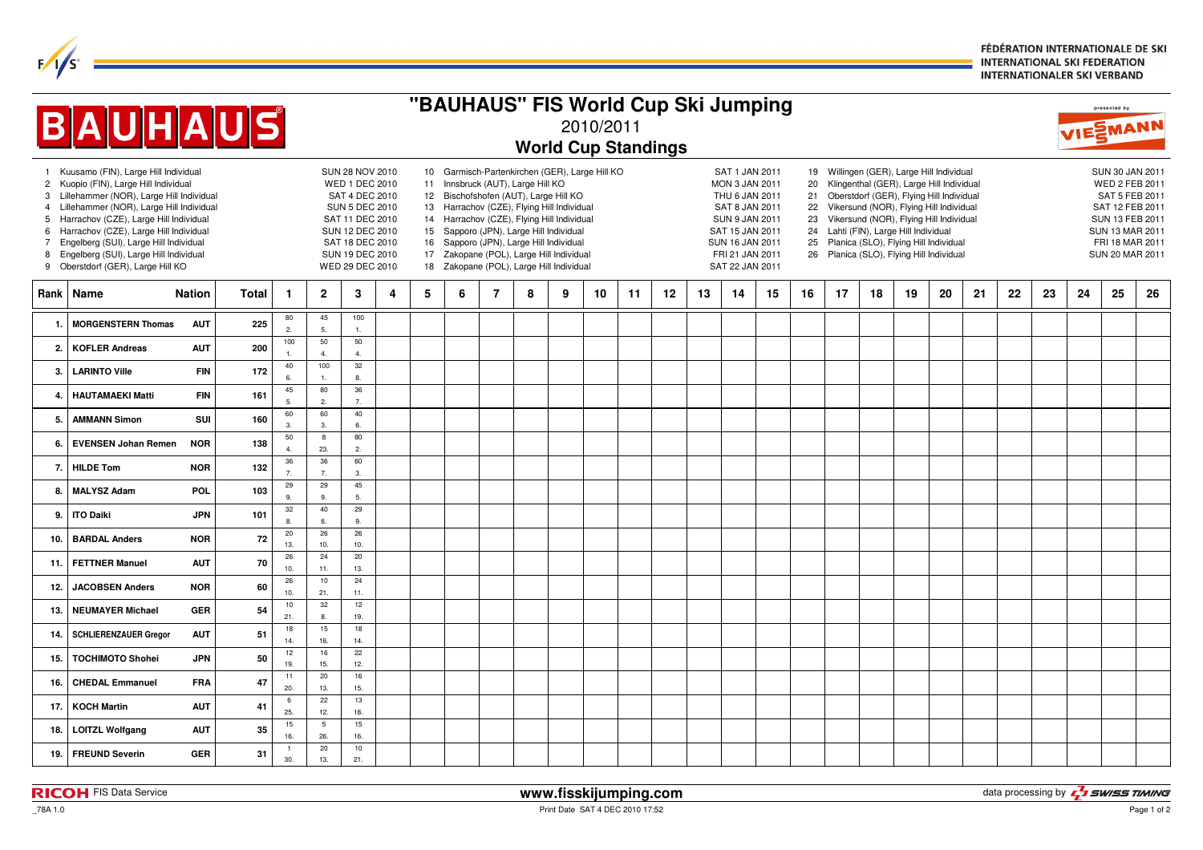FÉDÉRATION INTERNATIONALE DE SKI
INTERNATIONAL SKI FEDERATION
INTERNATIONALER SKI VERBAND

# "BAUHAUS" FIS World Cup Ski Jumping

## 2010/2011

## World Cup Standings

1 Kuusamo (FIN), Large Hill Individual SUN 28 NOV 2010
2 Kuopio (FIN), Large Hill Individual WED 1 DEC 2010
3 Lillehammer (NOR), Large Hill Individual SAT 4 DEC 2010
4 Lillehammer (NOR), Large Hill Individual SUN 5 DEC 2010
5 Harrachov (CZE), Large Hill Individual SAT 11 DEC 2010
6 Harrachov (CZE), Large Hill Individual SUN 12 DEC 2010
7 Engelberg (SUI), Large Hill Individual SAT 18 DEC 2010
8 Engelberg (SUI), Large Hill Individual SUN 19 DEC 2010
9 Oberstdorf (GER), Large Hill KO WED 29 DEC 2010
10 Garmisch-Partenkirchen (GER), Large Hill KO SAT 1 JAN 2011
11 Innsbruck (AUT), Large Hill KO MON 3 JAN 2011
12 Bischofshofen (AUT), Large Hill KO THU 6 JAN 2011
13 Harrachov (CZE), Flying Hill Individual SAT 8 JAN 2011
14 Harrachov (CZE), Flying Hill Individual SUN 9 JAN 2011
15 Sapporo (JPN), Large Hill Individual SAT 15 JAN 2011
16 Sapporo (JPN), Large Hill Individual SUN 16 JAN 2011
17 Zakopane (POL), Large Hill Individual FRI 21 JAN 2011
18 Zakopane (POL), Large Hill Individual SAT 22 JAN 2011
19 Willingen (GER), Large Hill Individual SUN 30 JAN 2011
20 Klingenthal (GER), Large Hill Individual WED 2 FEB 2011
21 Oberstdorf (GER), Flying Hill Individual SAT 5 FEB 2011
22 Vikersund (NOR), Flying Hill Individual SAT 12 FEB 2011
23 Vikersund (NOR), Flying Hill Individual SUN 13 FEB 2011
24 Lahti (FIN), Large Hill Individual SUN 13 MAR 2011
25 Planica (SLO), Flying Hill Individual FRI 18 MAR 2011
26 Planica (SLO), Flying Hill Individual SUN 20 MAR 2011

| Rank | Name | Nation | Total | 1 | 2 | 3 | 4 | 5 | 6 | 7 | 8 | 9 | 10 | 11 | 12 | 13 | 14 | 15 | 16 | 17 | 18 | 19 | 20 | 21 | 22 | 23 | 24 | 25 | 26 |
|---|---|---|---|---|---|---|---|---|---|---|---|---|---|---|---|---|---|---|---|---|---|---|---|---|---|---|---|---|---|
| 1. | MORGENSTERN Thomas | AUT | 225 | 80 2. | 45 5. | 100 1. | | | | | | | | | | | | | | | | | | | | | | | |
| 2. | KOFLER Andreas | AUT | 200 | 100 1. | 50 4. | 50 4. | | | | | | | | | | | | | | | | | | | | | | | |
| 3. | LARINTO Ville | FIN | 172 | 40 6. | 100 1. | 32 8. | | | | | | | | | | | | | | | | | | | | | | | |
| 4. | HAUTAMAEKI Matti | FIN | 161 | 45 5. | 80 2. | 36 7. | | | | | | | | | | | | | | | | | | | | | | | |
| 5. | AMMANN Simon | SUI | 160 | 60 3. | 60 3. | 40 6. | | | | | | | | | | | | | | | | | | | | | | | |
| 6. | EVENSEN Johan Remen | NOR | 138 | 50 4. | 8 23. | 80 2. | | | | | | | | | | | | | | | | | | | | | | | |
| 7. | HILDE Tom | NOR | 132 | 36 7. | 36 7. | 60 3. | | | | | | | | | | | | | | | | | | | | | | | |
| 8. | MALYSZ Adam | POL | 103 | 29 9. | 29 9. | 45 5. | | | | | | | | | | | | | | | | | | | | | | | |
| 9. | ITO Daiki | JPN | 101 | 32 8. | 40 6. | 29 9. | | | | | | | | | | | | | | | | | | | | | | | |
| 10. | BARDAL Anders | NOR | 72 | 20 13. | 26 10. | 26 10. | | | | | | | | | | | | | | | | | | | | | | | |
| 11. | FETTNER Manuel | AUT | 70 | 26 10. | 24 11. | 20 13. | | | | | | | | | | | | | | | | | | | | | | | |
| 12. | JACOBSEN Anders | NOR | 60 | 26 10. | 10 21. | 24 11. | | | | | | | | | | | | | | | | | | | | | | | |
| 13. | NEUMAYER Michael | GER | 54 | 10 21. | 32 8. | 12 19. | | | | | | | | | | | | | | | | | | | | | | | |
| 14. | SCHLIERENZAUER Gregor | AUT | 51 | 18 14. | 15 16. | 18 14. | | | | | | | | | | | | | | | | | | | | | | | |
| 15. | TOCHIMOTO Shohei | JPN | 50 | 12 19. | 16 15. | 22 12. | | | | | | | | | | | | | | | | | | | | | | | |
| 16. | CHEDAL Emmanuel | FRA | 47 | 11 20. | 20 13. | 16 15. | | | | | | | | | | | | | | | | | | | | | | | |
| 17. | KOCH Martin | AUT | 41 | 6 25. | 22 12. | 13 18. | | | | | | | | | | | | | | | | | | | | | | | |
| 18. | LOITZL Wolfgang | AUT | 35 | 15 16. | 5 26. | 15 16. | | | | | | | | | | | | | | | | | | | | | | | |
| 19. | FREUND Severin | GER | 31 | 1 30. | 20 13. | 10 21. | | | | | | | | | | | | | | | | | | | | | | | |

RICOH FIS Data Service | www.fisskijumping.com | data processing by SWISS TIMING

_78A 1.0 | Print Date SAT 4 DEC 2010 17:52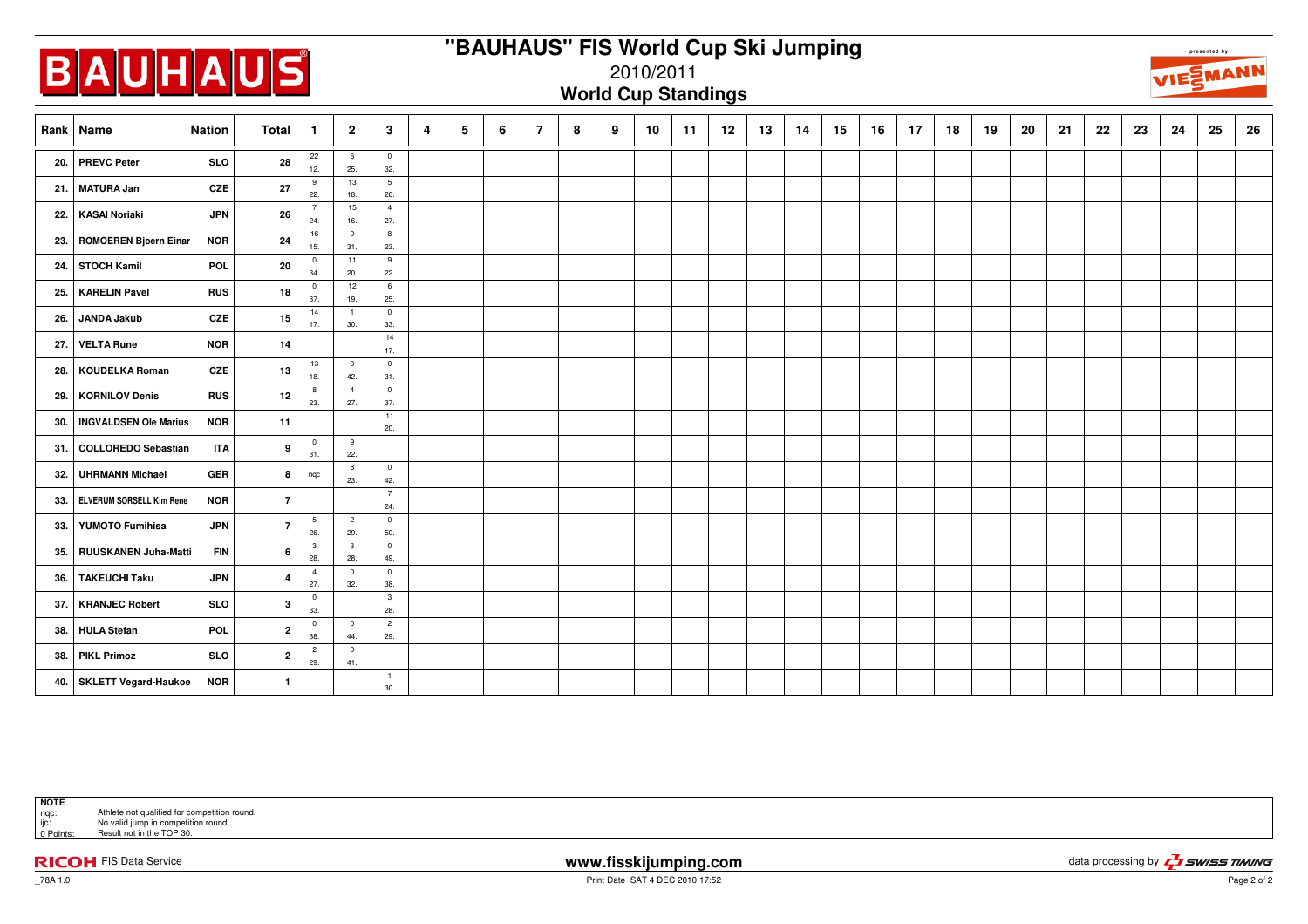# "BAUHAUS" FIS World Cup Ski Jumping

2010/2011

## World Cup Standings

| Rank | Name | Nation | Total | 1 | 2 | 3 | 4 | 5 | 6 | 7 | 8 | 9 | 10 | 11 | 12 | 13 | 14 | 15 | 16 | 17 | 18 | 19 | 20 | 21 | 22 | 23 | 24 | 25 | 26 |
|---|---|---|---|---|---|---|---|---|---|---|---|---|---|---|---|---|---|---|---|---|---|---|---|---|---|---|---|---|---|
| 20. | PREVC Peter | SLO | 28 | 22  12. | 6 25. | 0 32. | | | | | | | | | | | | | | | | | | | | | | | |
| 21. | MATURA Jan | CZE | 27 | 9 22. | 13 18. | 5 26. | | | | | | | | | | | | | | | | | | | | | | | |
| 22. | KASAI Noriaki | JPN | 26 | 7 24. | 15 16. | 4 27. | | | | | | | | | | | | | | | | | | | | | | | |
| 23. | ROMOEREN Bjoern Einar | NOR | 24 | 16 15. | 0 31. | 8 23. | | | | | | | | | | | | | | | | | | | | | | | |
| 24. | STOCH Kamil | POL | 20 | 0 34. | 11 20. | 9 22. | | | | | | | | | | | | | | | | | | | | | | | |
| 25. | KARELIN Pavel | RUS | 18 | 0 37. | 12 19. | 6 25. | | | | | | | | | | | | | | | | | | | | | | | |
| 26. | JANDA Jakub | CZE | 15 | 14 17. | 1 30. | 0 33. | | | | | | | | | | | | | | | | | | | | | | | |
| 27. | VELTA Rune | NOR | 14 | | | 14 17. | | | | | | | | | | | | | | | | | | | | | | | |
| 28. | KOUDELKA Roman | CZE | 13 | 13 18. | 0 42. | 0 31. | | | | | | | | | | | | | | | | | | | | | | | |
| 29. | KORNILOV Denis | RUS | 12 | 8 23. | 4 27. | 0 37. | | | | | | | | | | | | | | | | | | | | | | | |
| 30. | INGVALDSEN Ole Marius | NOR | 11 | | | 11 20. | | | | | | | | | | | | | | | | | | | | | | | |
| 31. | COLLOREDO Sebastian | ITA | 9 | 0 31. | 9 22. | | | | | | | | | | | | | | | | | | | | | | | | |
| 32. | UHRMANN Michael | GER | 8 | nqc | 8 23. | 0 42. | | | | | | | | | | | | | | | | | | | | | | | |
| 33. | ELVERUM SORSELL Kim Rene | NOR | 7 | | | 7 24. | | | | | | | | | | | | | | | | | | | | | | | |
| 33. | YUMOTO Fumihisa | JPN | 7 | 5 26. | 2 29. | 0 50. | | | | | | | | | | | | | | | | | | | | | | | |
| 35. | RUUSKANEN Juha-Matti | FIN | 6 | 3 28. | 3 28. | 0 49. | | | | | | | | | | | | | | | | | | | | | | | |
| 36. | TAKEUCHI Taku | JPN | 4 | 4 27. | 0 32. | 0 38. | | | | | | | | | | | | | | | | | | | | | | | |
| 37. | KRANJEC Robert | SLO | 3 | 0 33. | | 3 28. | | | | | | | | | | | | | | | | | | | | | | | |
| 38. | HULA Stefan | POL | 2 | 0 38. | 0 44. | 2 29. | | | | | | | | | | | | | | | | | | | | | | | |
| 38. | PIKL Primoz | SLO | 2 | 2 29. | 0 41. | | | | | | | | | | | | | | | | | | | | | | | | |
| 40. | SKLETT Vegard-Haukoe | NOR | 1 | | | 1 30. | | | | | | | | | | | | | | | | | | | | | | | |

**NOTE**

nqc: Athlete not qualified for competition round.
ijc: No valid jump in competition round.
0 Points: Result not in the TOP 30.

RICOH FIS Data Service

www.fisskijumping.com

data processing by SWISS TIMING

_78A 1.0

Print Date SAT 4 DEC 2010 17:52